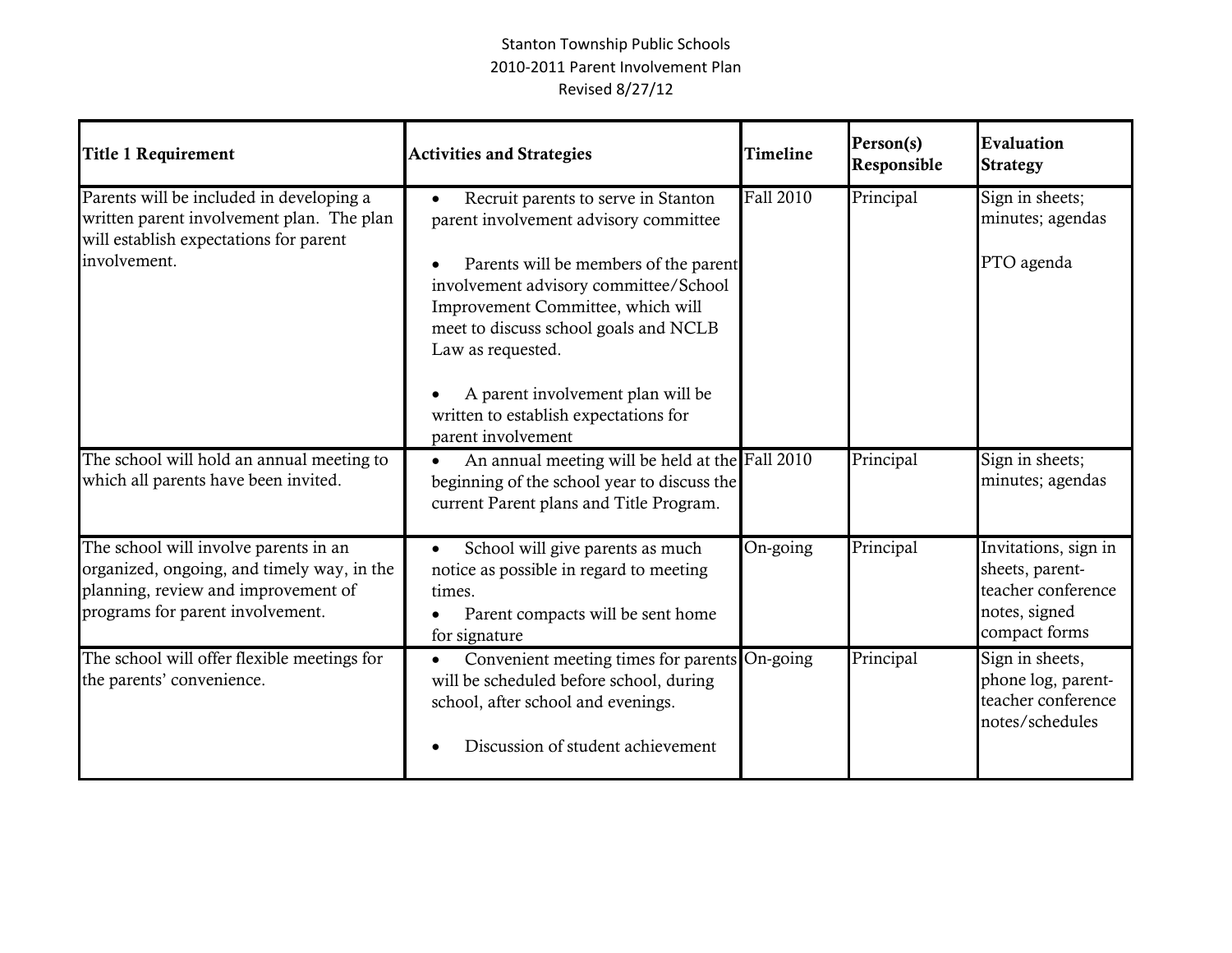Stanton Township Public Schools
2010-2011 Parent Involvement Plan
Revised 8/27/12

| Title 1 Requirement | Activities and Strategies | Timeline | Person(s) Responsible | Evaluation Strategy |
|---|---|---|---|---|
| Parents will be included in developing a written parent involvement plan. The plan will establish expectations for parent involvement. | • Recruit parents to serve in Stanton parent involvement advisory committee<br><br>• Parents will be members of the parent involvement advisory committee/School Improvement Committee, which will meet to discuss school goals and NCLB Law as requested.<br><br>• A parent involvement plan will be written to establish expectations for parent involvement | Fall 2010 | Principal | Sign in sheets; minutes; agendas<br><br>PTO agenda |
| The school will hold an annual meeting to which all parents have been invited. | • An annual meeting will be held at the beginning of the school year to discuss the current Parent plans and Title Program. | Fall 2010 | Principal | Sign in sheets; minutes; agendas |
| The school will involve parents in an organized, ongoing, and timely way, in the planning, review and improvement of programs for parent involvement. | • School will give parents as much notice as possible in regard to meeting times.<br>• Parent compacts will be sent home for signature | On-going | Principal | Invitations, sign in sheets, parent-teacher conference notes, signed compact forms |
| The school will offer flexible meetings for the parents' convenience. | • Convenient meeting times for parents will be scheduled before school, during school, after school and evenings.<br><br>• Discussion of student achievement | On-going | Principal | Sign in sheets, phone log, parent-teacher conference notes/schedules |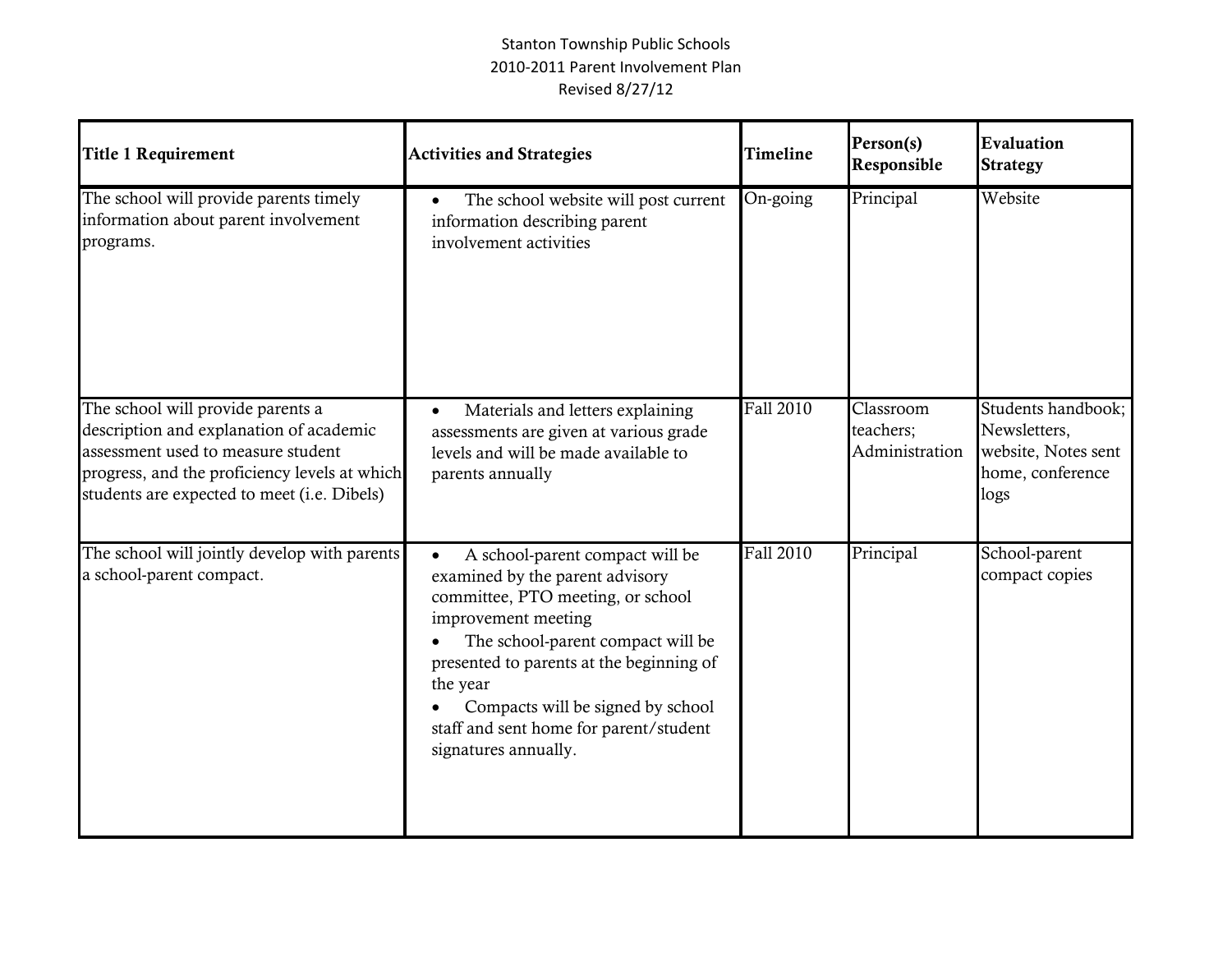Stanton Township Public Schools
2010-2011 Parent Involvement Plan
Revised 8/27/12

| Title 1 Requirement | Activities and Strategies | Timeline | Person(s) Responsible | Evaluation Strategy |
|---|---|---|---|---|
| The school will provide parents timely information about parent involvement programs. | • The school website will post current information describing parent involvement activities | On-going | Principal | Website |
| The school will provide parents a description and explanation of academic assessment used to measure student progress, and the proficiency levels at which students are expected to meet (i.e. Dibels) | • Materials and letters explaining assessments are given at various grade levels and will be made available to parents annually | Fall 2010 | Classroom teachers; Administration | Students handbook; Newsletters, website, Notes sent home, conference logs |
| The school will jointly develop with parents a school-parent compact. | • A school-parent compact will be examined by the parent advisory committee, PTO meeting, or school improvement meeting<br>• The school-parent compact will be presented to parents at the beginning of the year<br>• Compacts will be signed by school staff and sent home for parent/student signatures annually. | Fall 2010 | Principal | School-parent compact copies |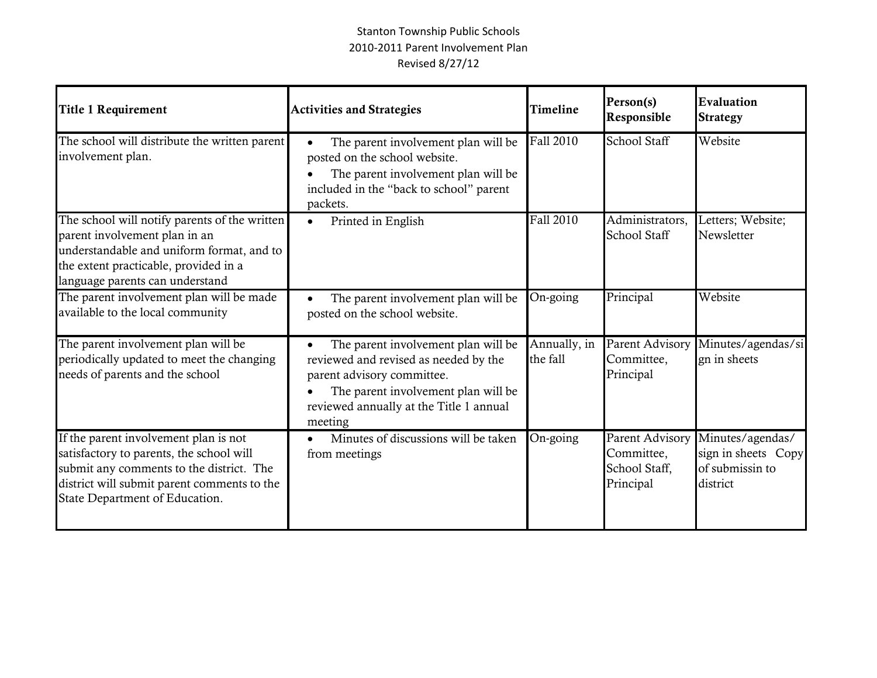Stanton Township Public Schools
2010-2011 Parent Involvement Plan
Revised 8/27/12

| Title 1 Requirement | Activities and Strategies | Timeline | Person(s) Responsible | Evaluation Strategy |
|---|---|---|---|---|
| The school will distribute the written parent involvement plan. | • The parent involvement plan will be posted on the school website.<br>• The parent involvement plan will be included in the "back to school" parent packets. | Fall 2010 | School Staff | Website |
| The school will notify parents of the written parent involvement plan in an understandable and uniform format, and to the extent practicable, provided in a language parents can understand | • Printed in English | Fall 2010 | Administrators, School Staff | Letters; Website; Newsletter |
| The parent involvement plan will be made available to the local community | • The parent involvement plan will be posted on the school website. | On-going | Principal | Website |
| The parent involvement plan will be periodically updated to meet the changing needs of parents and the school | • The parent involvement plan will be reviewed and revised as needed by the parent advisory committee.<br>• The parent involvement plan will be reviewed annually at the Title 1 annual meeting | Annually, in the fall | Parent Advisory Committee, Principal | Minutes/agendas/sign in sheets |
| If the parent involvement plan is not satisfactory to parents, the school will submit any comments to the district. The district will submit parent comments to the State Department of Education. | • Minutes of discussions will be taken from meetings | On-going | Parent Advisory Committee, School Staff, Principal | Minutes/agendas/ sign in sheets Copy of submissin to district |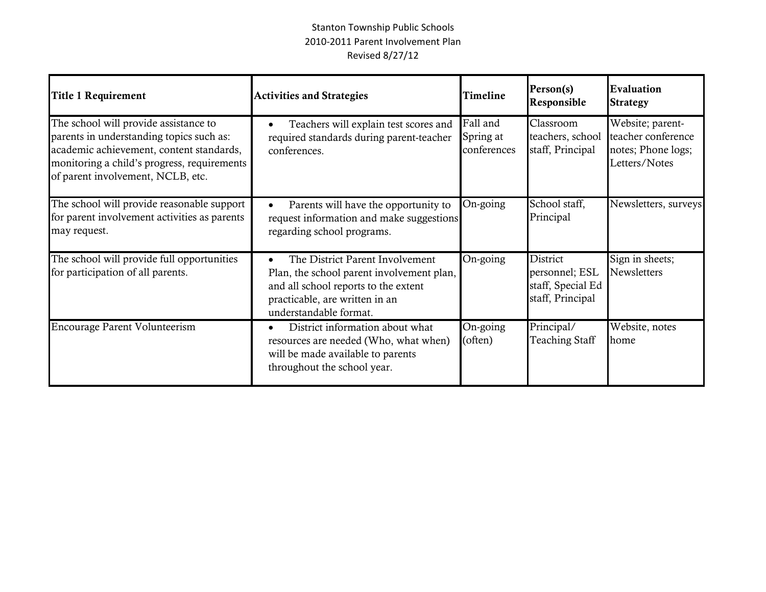Stanton Township Public Schools
2010-2011 Parent Involvement Plan
Revised 8/27/12

| Title 1 Requirement | Activities and Strategies | Timeline | Person(s) Responsible | Evaluation Strategy |
|---|---|---|---|---|
| The school will provide assistance to parents in understanding topics such as: academic achievement, content standards, monitoring a child's progress, requirements of parent involvement, NCLB, etc. | • Teachers will explain test scores and required standards during parent-teacher conferences. | Fall and Spring at conferences | Classroom teachers, school staff, Principal | Website; parent-teacher conference notes; Phone logs; Letters/Notes |
| The school will provide reasonable support for parent involvement activities as parents may request. | • Parents will have the opportunity to request information and make suggestions regarding school programs. | On-going | School staff, Principal | Newsletters, surveys |
| The school will provide full opportunities for participation of all parents. | • The District Parent Involvement Plan, the school parent involvement plan, and all school reports to the extent practicable, are written in an understandable format. | On-going | District personnel; ESL staff, Special Ed staff, Principal | Sign in sheets; Newsletters |
| Encourage Parent Volunteerism | • District information about what resources are needed (Who, what when) will be made available to parents throughout the school year. | On-going (often) | Principal/ Teaching Staff | Website, notes home |